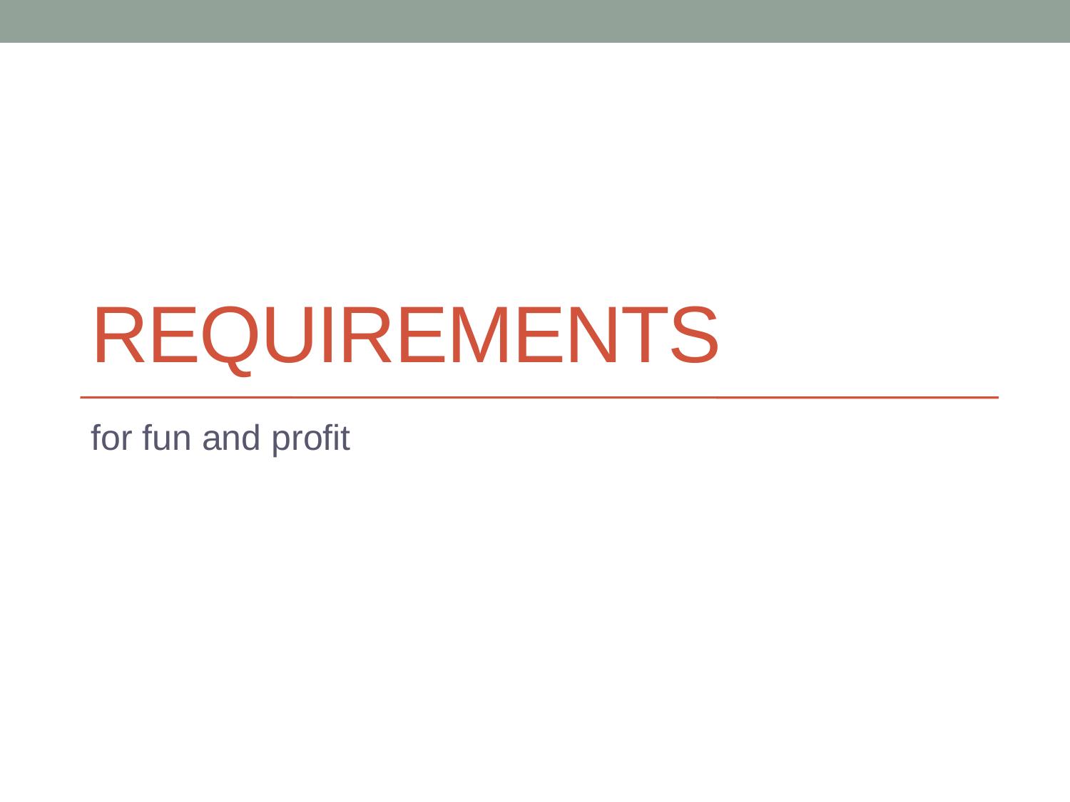# REQUIREMENTS

for fun and profit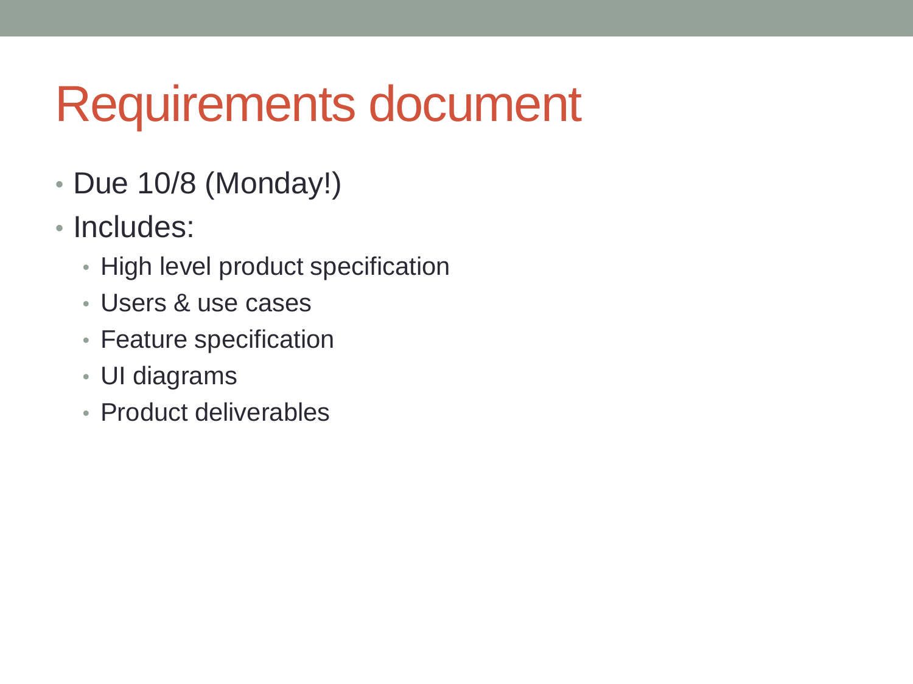# Requirements document

- Due 10/8 (Monday!)
- Includes:
  - High level product specification
  - Users & use cases
  - Feature specification
  - UI diagrams
  - Product deliverables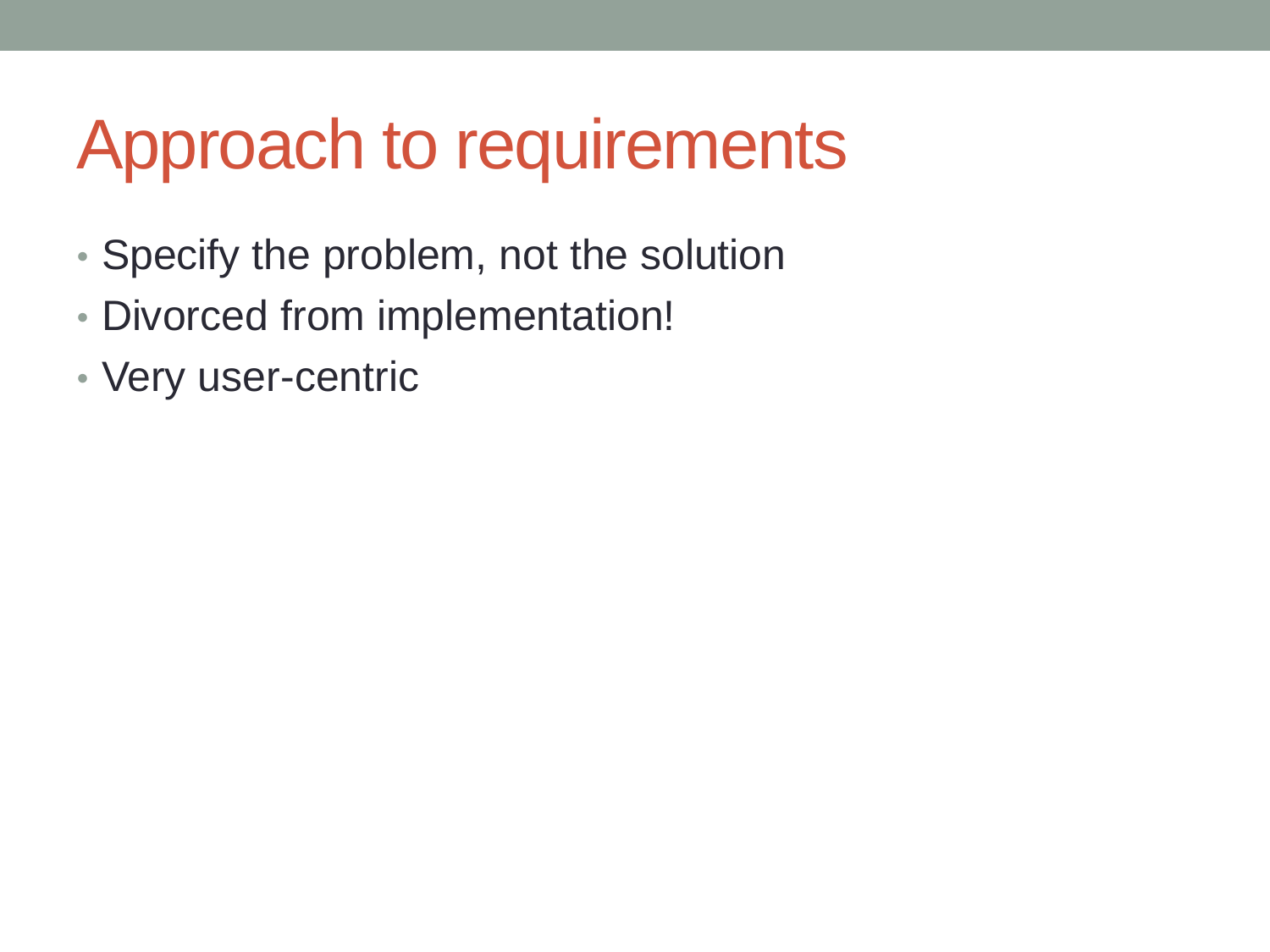# Approach to requirements

- Specify the problem, not the solution
- Divorced from implementation!
- Very user-centric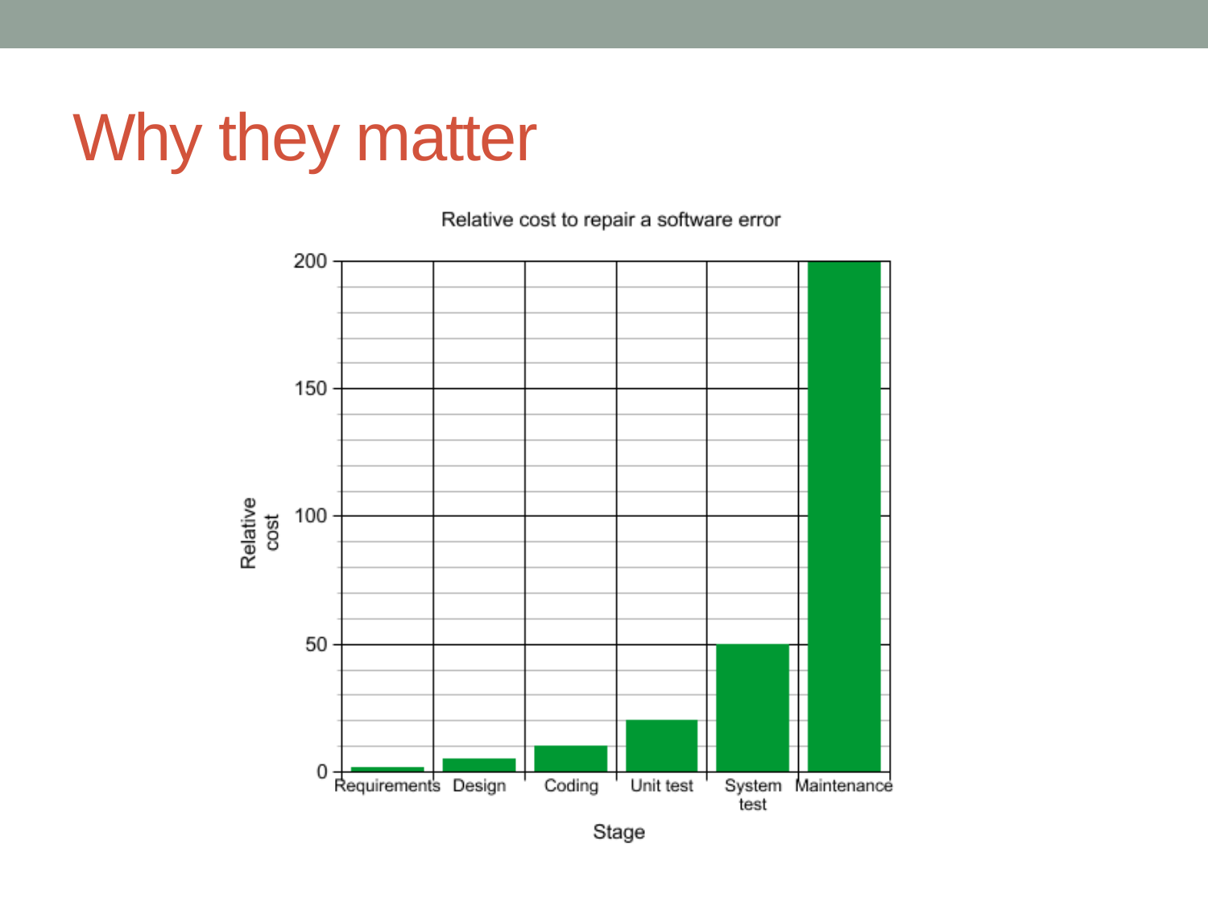# Why they matter

Relative cost to repair a software error

| Stage | Relative cost |
|---|---|
| Requirements | ~1 |
| Design | ~5 |
| Coding | ~10 |
| Unit test | ~20 |
| System test | ~50 |
| Maintenance | ~200 |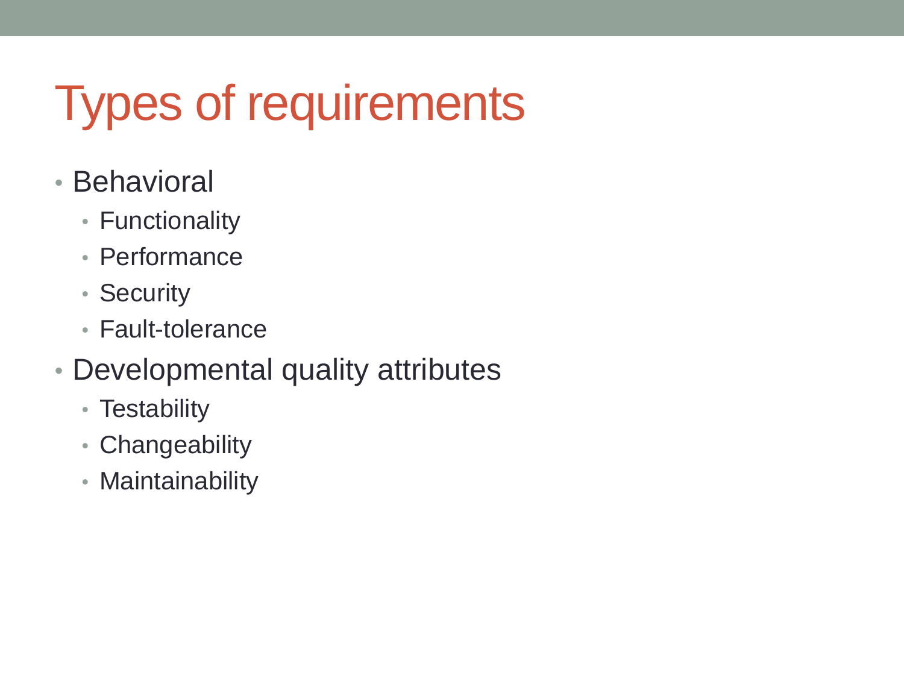# Types of requirements

- Behavioral
  - Functionality
  - Performance
  - Security
  - Fault-tolerance
- Developmental quality attributes
  - Testability
  - Changeability
  - Maintainability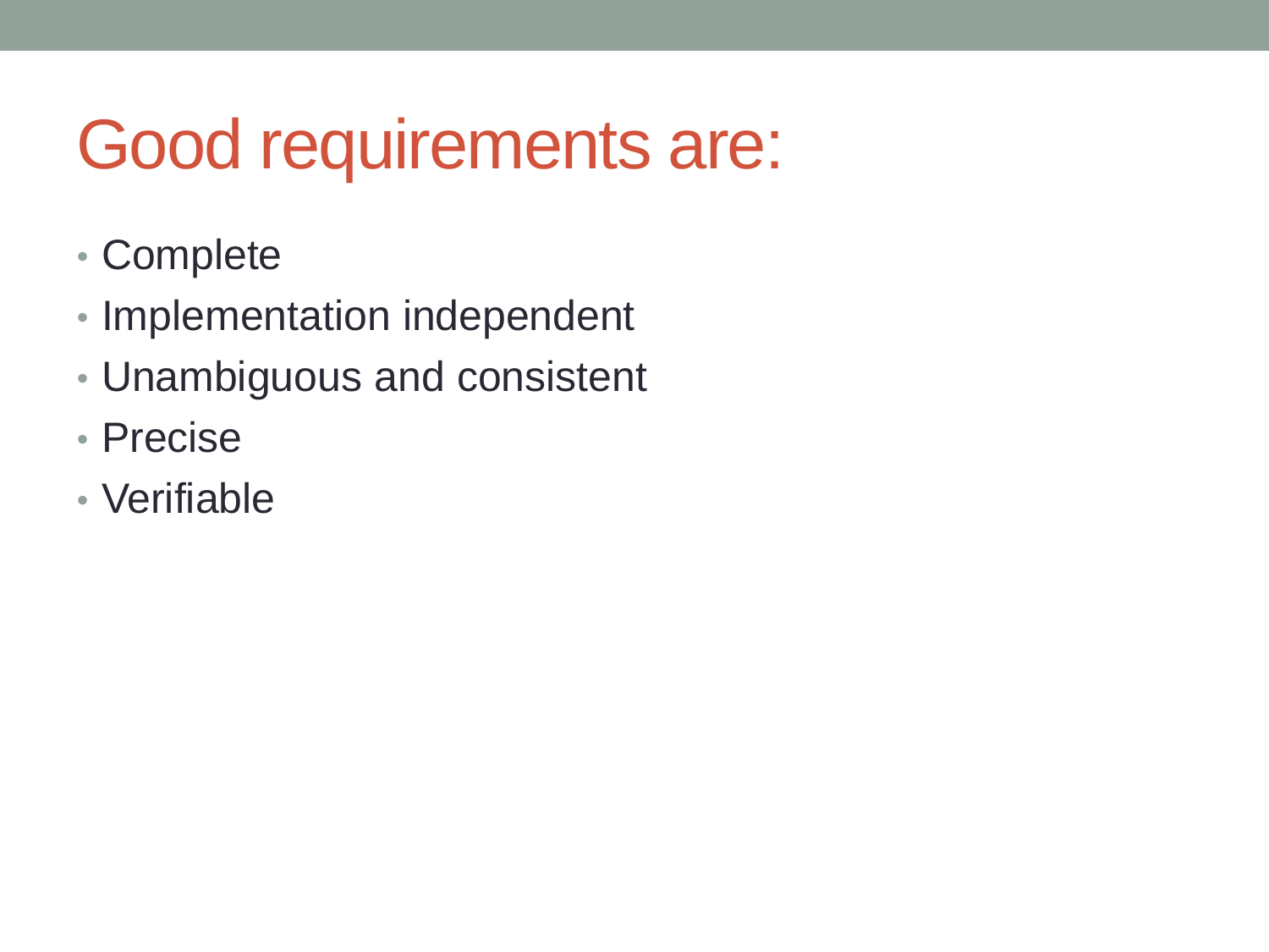# Good requirements are:

- Complete
- Implementation independent
- Unambiguous and consistent
- Precise
- Verifiable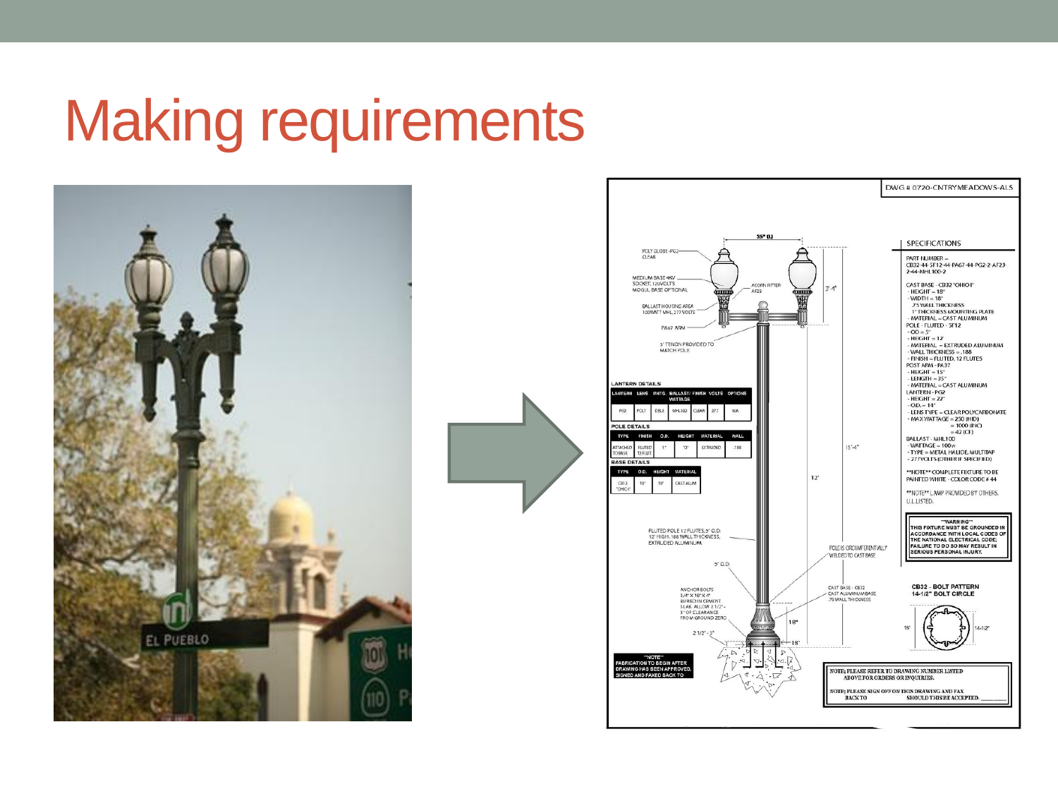# Making requirements

DWG # 0720-CNTRYMEADOWS-ALS

POLY GLOBE-PG2 CLEAR

MEDIUM BASE 4KV SOCKET, 120VOLTS MOGUL BASE OPTIONAL

BALLAST HOUSING AREA 100WATT MHL 277 VOLTS

PA67 ARM

5" TENON PROVIDED TO MATCH POLE

ACORN FITTER AF23

35" (L)

3'-4"

15'-4"

12'

**LANTERN DETAILS**

| LANTERN | LENS | MNTG. | BALLAST/ WATTAGE | FINISH | VOLTS | OPTIONS |
|---|---|---|---|---|---|---|
| PG2 | POLY | DBLE | MHL100 | CLEAR | 277 | N/A |

**POLE DETAILS**

| TYPE | FINISH | O.D. | HEIGHT | MATERIAL | WALL |
|---|---|---|---|---|---|
| ATTACHED TO BASE | FLUTED 12 FLUT | 5" | 12' | EXTRUDED | .188 |

**BASE DETAILS**

| TYPE | O.D. | HEIGHT | MATERIAL |
|---|---|---|---|
| CB3 "OHIO" | 18" | 18" | CAST ALUM |

FLUTED POLE 12 FLUTES, 5" O.D. 12' HIGH. 188 WALL THICKNESS, EXTRUDED ALUMINUM

5" O.D.

POLE IS CIRCUMFERENTIALLY WELDED TO CAST BASE

ANCHOR BOLTS 3/4" X 16" X 4" BURIED IN CEMENT SLAB. ALLOW 2 1/2"-3" OF CLEARANCE FROM GROUND ZERO

CAST BASE - CB32 CAST ALUMINUM BASE .75 WALL THICKNESS

18"

2 1/2" - 3"

**NOTE** FABRICATION TO BEGIN AFTER DRAWING HAS BEEN APPROVED, SIGNED AND FAXED BACK TO

SPECIFICATIONS

PART NUMBER - CB32-44-5F12-44-PA67-44-PG2-2-AF23-2-44-MHL100-2

CAST BASE - CB32 "OHIO"
- HEIGHT = 18"
- WIDTH = 18"
- .75 WALL THICKNESS
- 1" THICKNESS MOUNTING PLATE
- MATERIAL = CAST ALUMINUM

POLE - FLUTED - 5F12
- OD = 5"
- HEIGHT = 12'
- MATERIAL = EXTRUDED ALUMINUM
- WALL THICKNESS = .188
- FINISH = FLUTED, 12 FLUTES

POST ARM - PA37
- HEIGHT = 15"
- LENGTH = 35"
- MATERIAL = CAST ALUMINUM

LANTERN - PG2
- HEIGHT = 22"
- O.D. = 14"
- LENS TYPE = CLEAR POLYCARBONATE
- MAX WATTAGE = 250 (HID) = 1000 (INC) = 42 (CF)

BALLAST - MHL100
- WATTAGE = 100w
- TYPE = METAL HALIDE, MULTITAP
- 277VOLTS (OTHER IF SPECIFIED)

**NOTE** COMPLETE FIXTURE TO BE PAINTED WHITE - COLOR CODE # 44

**NOTE** LAMP PROVIDED BY OTHERS. U.L. LISTED.

**WARNING** THIS FIXTURE MUST BE GROUNDED IN ACCORDANCE WITH LOCAL CODES OF THE NATIONAL ELECTRICAL CODE; FAILURE TO DO SO MAY RESULT IN SERIOUS PERSONAL INJURY.

**CB32 - BOLT PATTERN 14-1/2" BOLT CIRCLE**

18" 14-1/2"

NOTE: PLEASE REFER TO DRAWING NUMBER LISTED ABOVE FOR ORDERS OR INQUIRIES.

NOTE: PLEASE SIGN OFF ON THIS DRAWING AND FAX BACK TO SHOULD THIS BE ACCEPTED. ______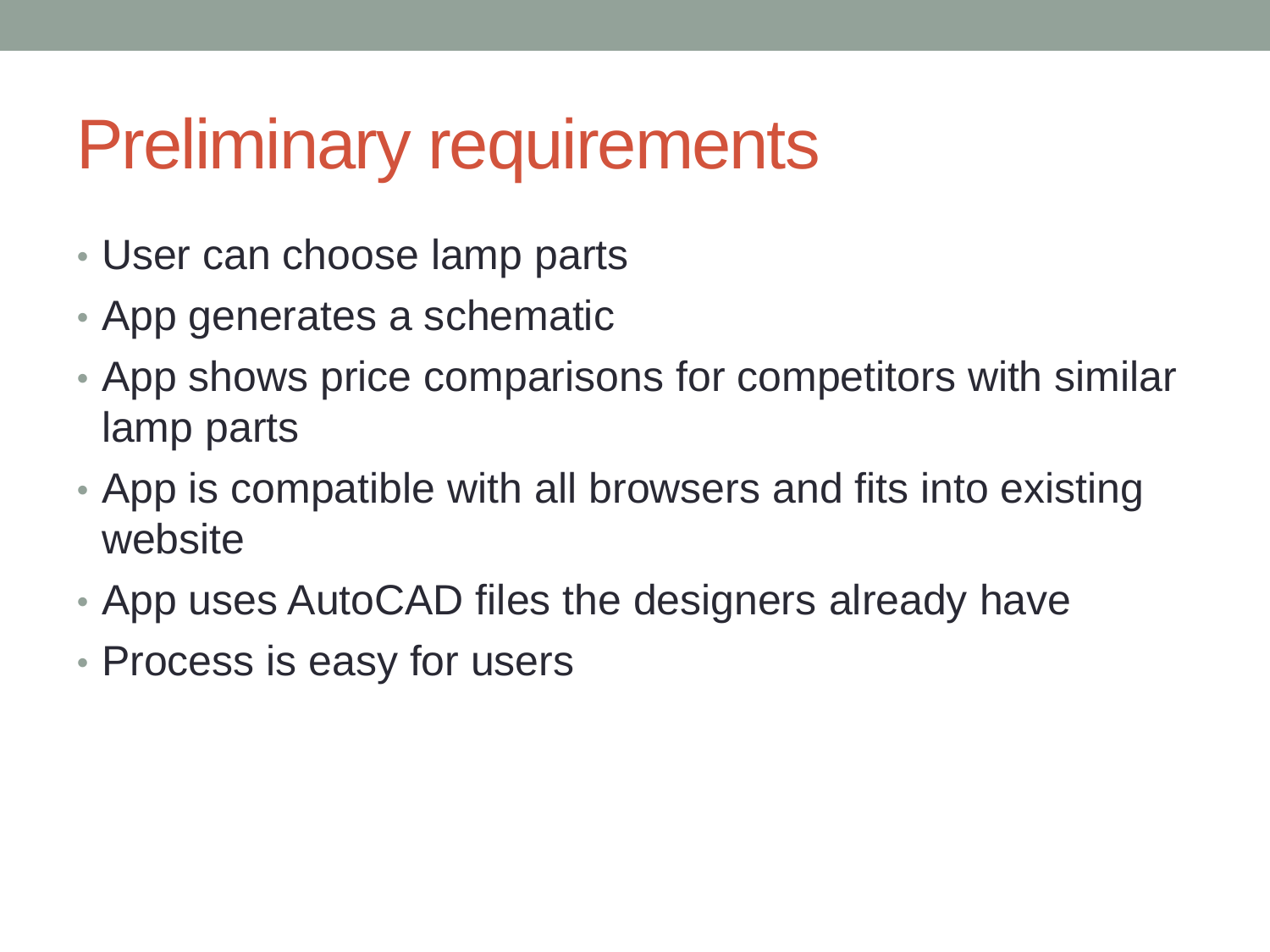# Preliminary requirements

- User can choose lamp parts
- App generates a schematic
- App shows price comparisons for competitors with similar lamp parts
- App is compatible with all browsers and fits into existing website
- App uses AutoCAD files the designers already have
- Process is easy for users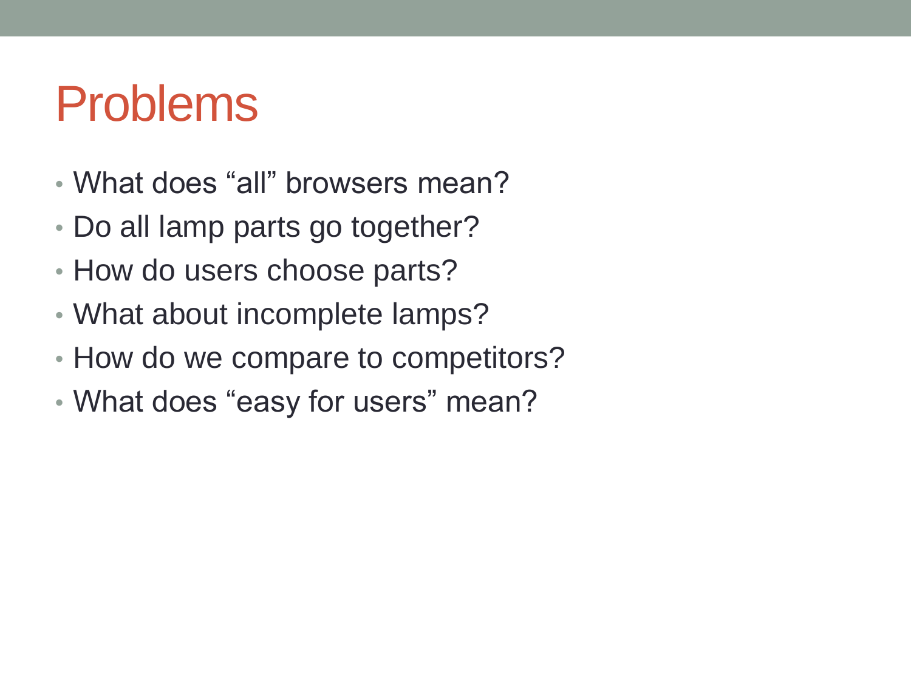# Problems

- What does “all” browsers mean?
- Do all lamp parts go together?
- How do users choose parts?
- What about incomplete lamps?
- How do we compare to competitors?
- What does “easy for users” mean?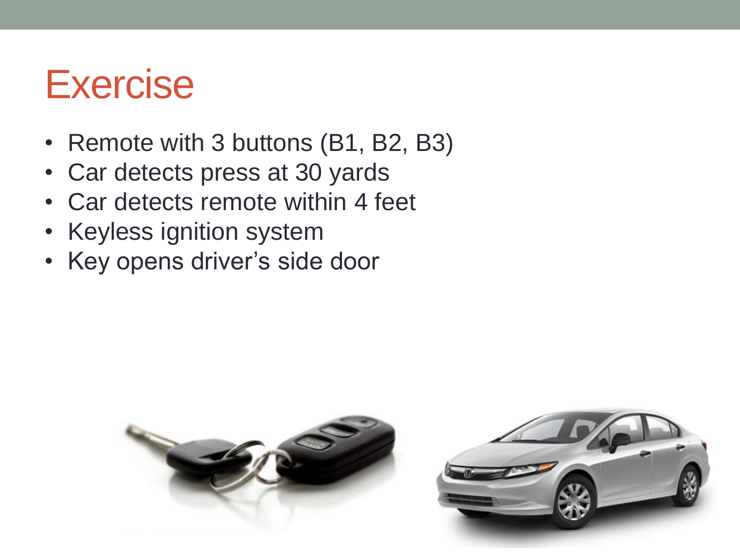# Exercise

- Remote with 3 buttons (B1, B2, B3)
- Car detects press at 30 yards
- Car detects remote within 4 feet
- Keyless ignition system
- Key opens driver's side door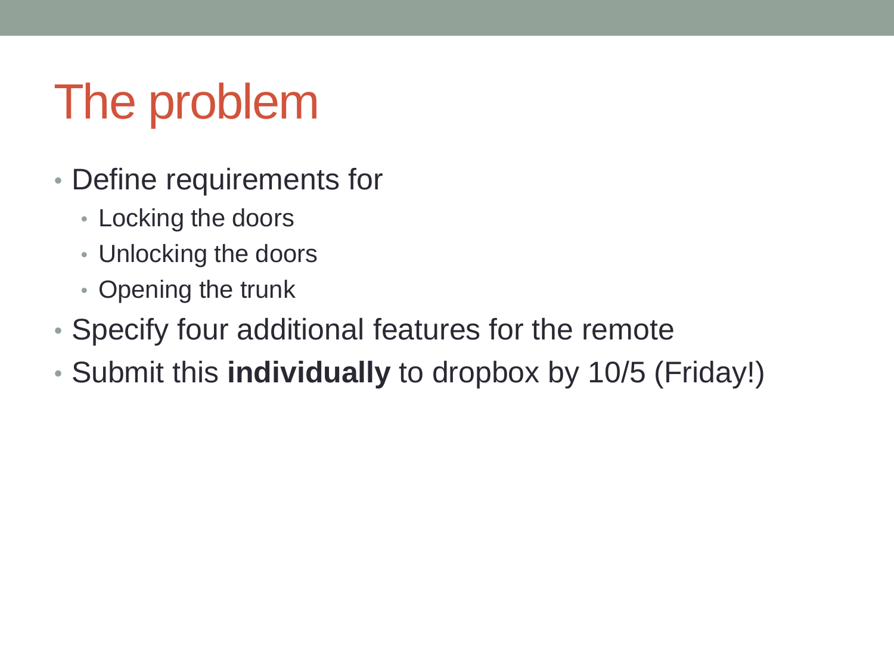# The problem

- Define requirements for
  - Locking the doors
  - Unlocking the doors
  - Opening the trunk
- Specify four additional features for the remote
- Submit this **individually** to dropbox by 10/5 (Friday!)